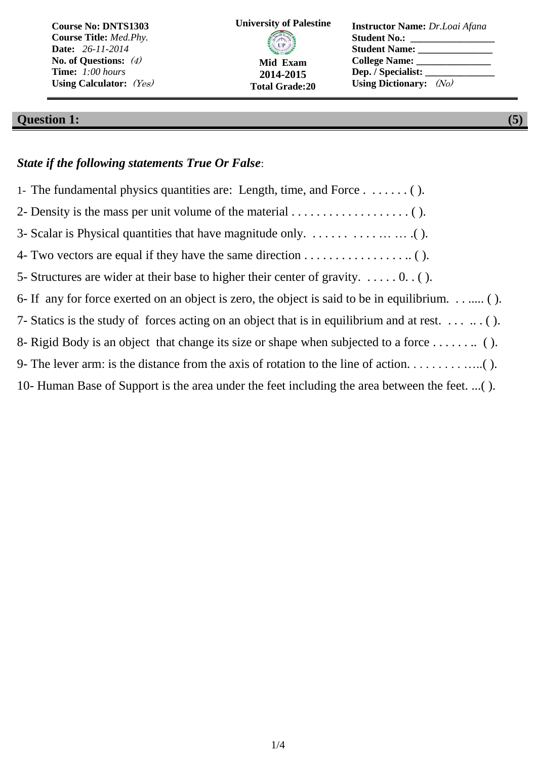| Course No: DNTS1303 | University of Palestine | Instructor Name: *Dr.Loai Afana* |
|---|---|---|
| Course Title: *Med.Phy.* | | Student No.: _________________ |
| Date: *26-11-2014* | | Student Name: _______________ |
| No. of Questions: *(4)* | Mid Exam | College Name: _______________ |
| Time: *1:00 hours* | 2014-2015 | Dep. / Specialist: ______________ |
| Using Calculator: *(Yes)* | Total Grade:20 | Using Dictionary: *(No)* |

## Question 1: (5)

***State if the following statements True Or False***:

1- The fundamental physics quantities are: Length, time, and Force . . . . . . . ( ).

2- Density is the mass per unit volume of the material . . . . . . . . . . . . . . . . . . . ( ).

3- Scalar is Physical quantities that have magnitude only. . . . . . . . . . . .. . . . .( ).

4- Two vectors are equal if they have the same direction . . . . . . . . . . . . . . . . .. ( ).

5- Structures are wider at their base to higher their center of gravity. . . . . . 0. . ( ).

6- If any for force exerted on an object is zero, the object is said to be in equilibrium. . . ..... ( ).

7- Statics is the study of forces acting on an object that is in equilibrium and at rest. . . . .. . ( ).

8- Rigid Body is an object that change its size or shape when subjected to a force . . . . . . .. ( ).

9- The lever arm: is the distance from the axis of rotation to the line of action. . . . . . . . . . .…..( ).

10- Human Base of Support is the area under the feet including the area between the feet. ...( ).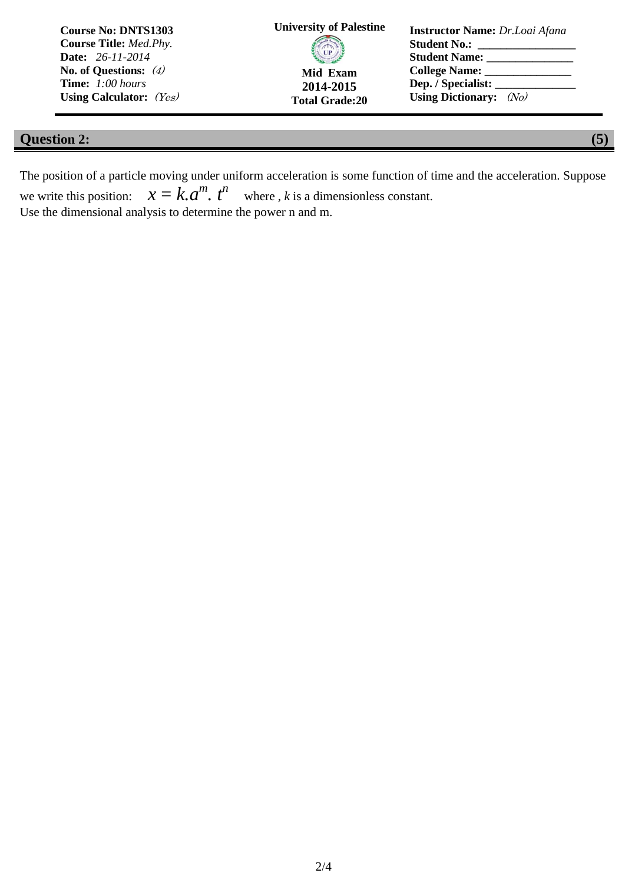| Course No: DNTS1303 | University of Palestine | Instructor Name: *Dr.Loai Afana* |
|---|---|---|
| **Course Title:** *Med.Phy.* | | **Student No.:** ________________ |
| **Date:** *26-11-2014* | | **Student Name:** ______________ |
| **No. of Questions:** *(4)* | **Mid Exam** | **College Name:** ______________ |
| **Time:** *1:00 hours* | **2014-2015** | **Dep. / Specialist:** _____________ |
| **Using Calculator:** *(Yes)* | **Total Grade:20** | **Using Dictionary:** *(No)* |

## Question 2: (5)

The position of a particle moving under uniform acceleration is some function of time and the acceleration. Suppose we write this position: $x = k.a^m.\ t^n$ where , $k$ is a dimensionless constant.

Use the dimensional analysis to determine the power n and m.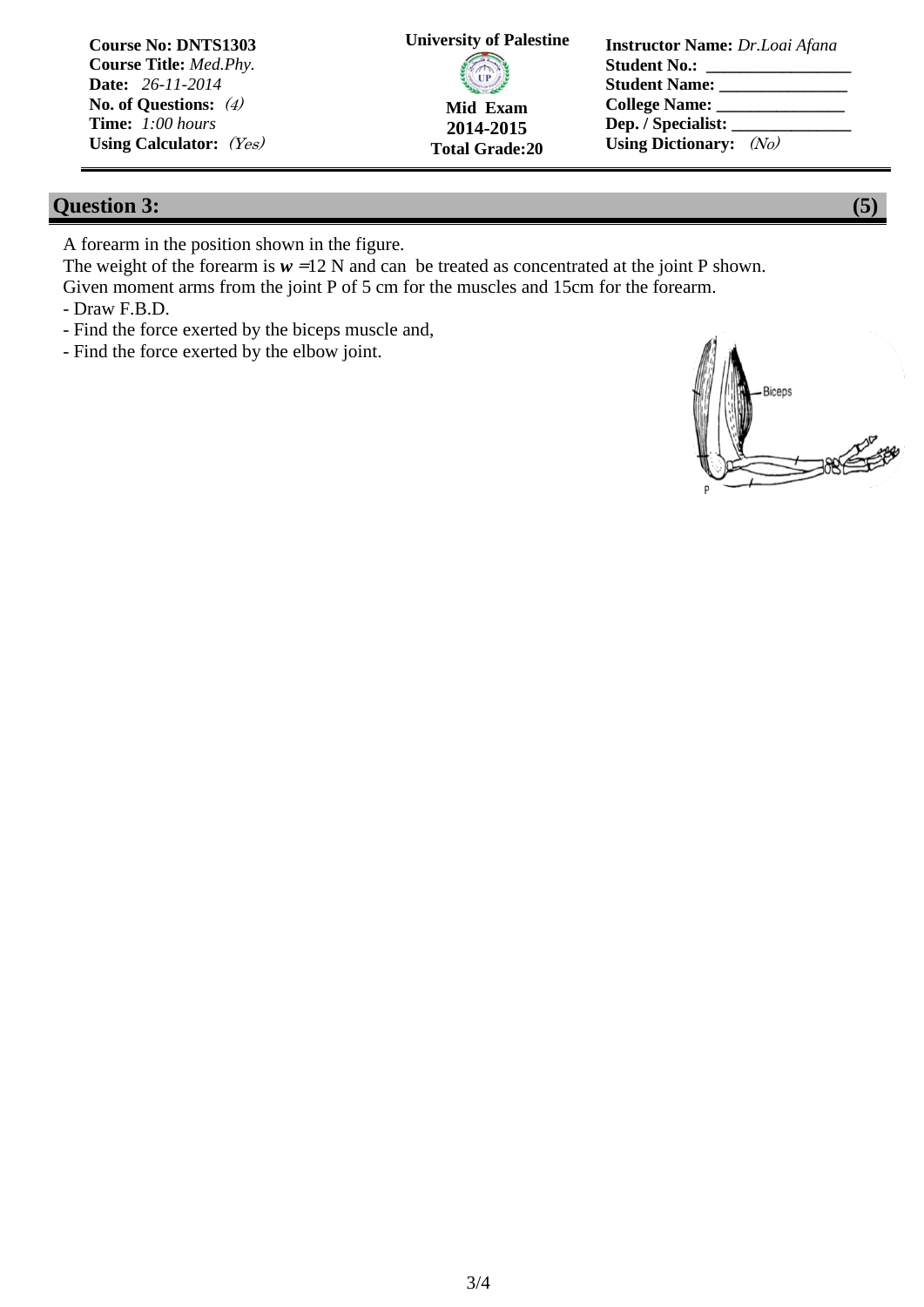| Course No: DNTS1303 | University of Palestine | Instructor Name: *Dr.Loai Afana* |
|---|---|---|
| **Course Title:** *Med.Phy.* | | **Student No.:** ________________ |
| **Date:** *26-11-2014* | | **Student Name:** ______________ |
| **No. of Questions:** *(4)* | **Mid Exam** | **College Name:** ______________ |
| **Time:** *1:00 hours* | **2014-2015** | **Dep. / Specialist:** ____________ |
| **Using Calculator:** *(Yes)* | **Total Grade:20** | **Using Dictionary:** *(No)* |

## Question 3: (5)

A forearm in the position shown in the figure.

The weight of the forearm is $w = 12$ N and can be treated as concentrated at the joint P shown.

Given moment arms from the joint P of 5 cm for the muscles and 15cm for the forearm.

- Draw F.B.D.
- Find the force exerted by the biceps muscle and,
- Find the force exerted by the elbow joint.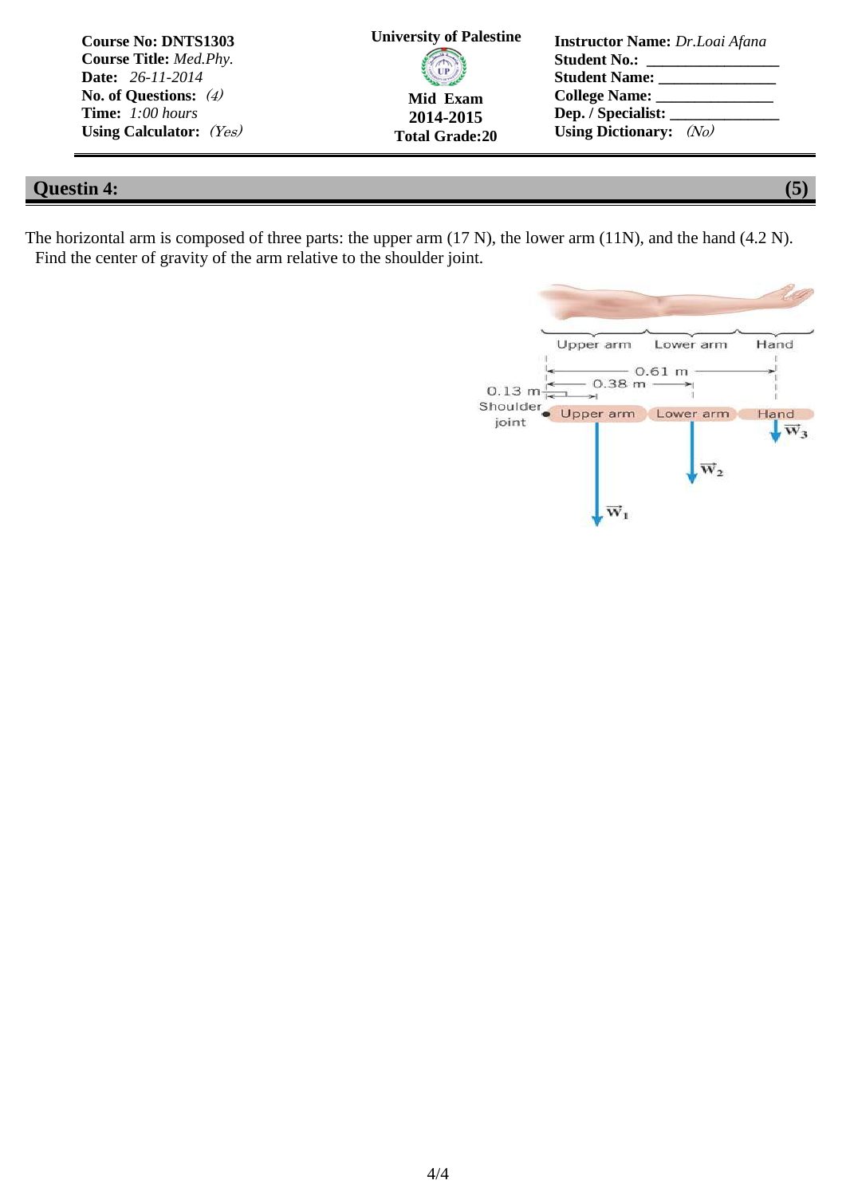**Course No: DNTS1303**
**Course Title:** *Med.Phy.*
**Date:** *26-11-2014*
**No. of Questions:** *(4)*
**Time:** *1:00 hours*
**Using Calculator:** *(Yes)*

**University of Palestine**
**Mid Exam**
**2014-2015**
**Total Grade:20**

**Instructor Name:** *Dr.Loai Afana*
**Student No.:** ________________
**Student Name:** ______________
**College Name:** ______________
**Dep. / Specialist:** _____________
**Using Dictionary:** *(No)*

## Questin 4: (5)

The horizontal arm is composed of three parts: the upper arm (17 N), the lower arm (11N), and the hand (4.2 N). Find the center of gravity of the arm relative to the shoulder joint.

Upper arm
Lower arm
Hand
0.61 m
0.38 m
0.13 m
Shoulder joint
$\vec{W}_1$
$\vec{W}_2$
$\vec{W}_3$